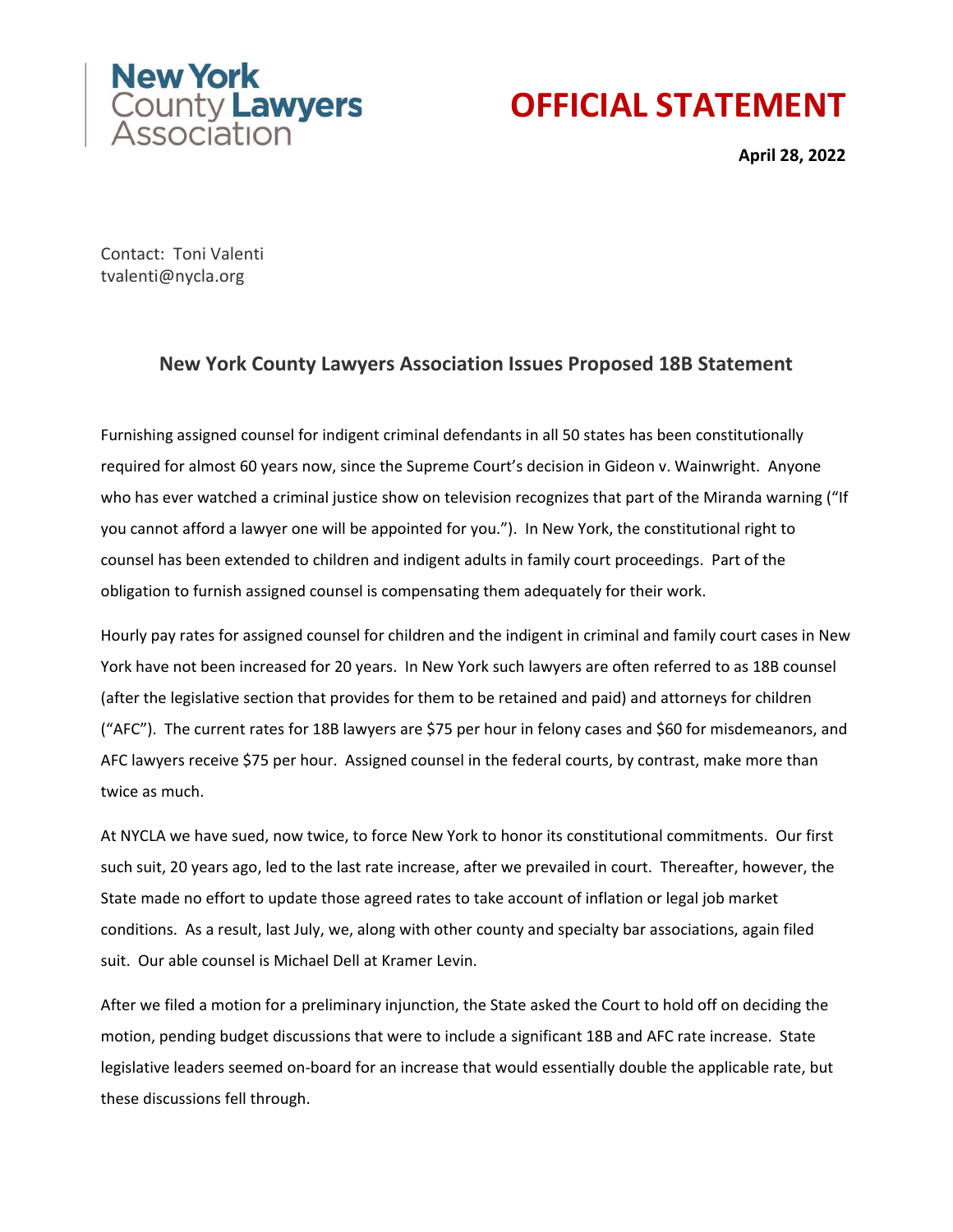New York County Lawyers Association

# OFFICIAL STATEMENT

**April 28, 2022**

Contact: Toni Valenti
tvalenti@nycla.org

## New York County Lawyers Association Issues Proposed 18B Statement

Furnishing assigned counsel for indigent criminal defendants in all 50 states has been constitutionally required for almost 60 years now, since the Supreme Court's decision in Gideon v. Wainwright. Anyone who has ever watched a criminal justice show on television recognizes that part of the Miranda warning ("If you cannot afford a lawyer one will be appointed for you."). In New York, the constitutional right to counsel has been extended to children and indigent adults in family court proceedings. Part of the obligation to furnish assigned counsel is compensating them adequately for their work.

Hourly pay rates for assigned counsel for children and the indigent in criminal and family court cases in New York have not been increased for 20 years. In New York such lawyers are often referred to as 18B counsel (after the legislative section that provides for them to be retained and paid) and attorneys for children ("AFC"). The current rates for 18B lawyers are $75 per hour in felony cases and $60 for misdemeanors, and AFC lawyers receive $75 per hour. Assigned counsel in the federal courts, by contrast, make more than twice as much.

At NYCLA we have sued, now twice, to force New York to honor its constitutional commitments. Our first such suit, 20 years ago, led to the last rate increase, after we prevailed in court. Thereafter, however, the State made no effort to update those agreed rates to take account of inflation or legal job market conditions. As a result, last July, we, along with other county and specialty bar associations, again filed suit. Our able counsel is Michael Dell at Kramer Levin.

After we filed a motion for a preliminary injunction, the State asked the Court to hold off on deciding the motion, pending budget discussions that were to include a significant 18B and AFC rate increase. State legislative leaders seemed on-board for an increase that would essentially double the applicable rate, but these discussions fell through.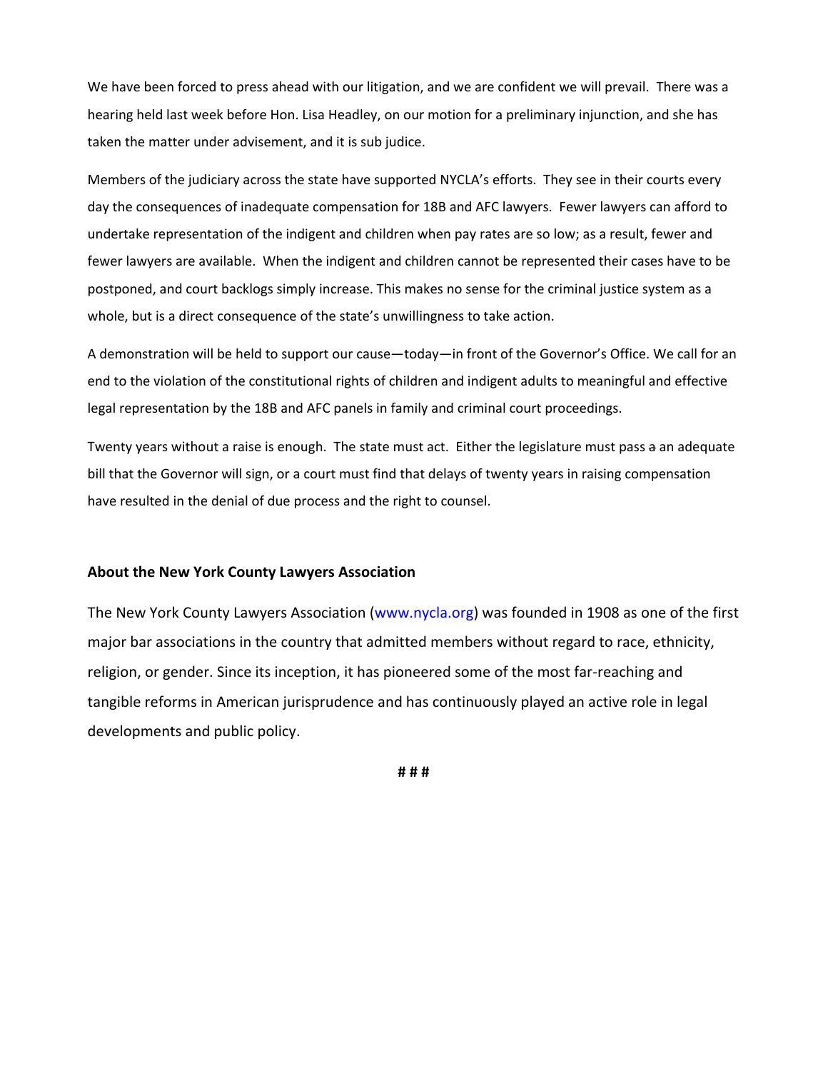We have been forced to press ahead with our litigation, and we are confident we will prevail. There was a hearing held last week before Hon. Lisa Headley, on our motion for a preliminary injunction, and she has taken the matter under advisement, and it is sub judice.

Members of the judiciary across the state have supported NYCLA's efforts. They see in their courts every day the consequences of inadequate compensation for 18B and AFC lawyers. Fewer lawyers can afford to undertake representation of the indigent and children when pay rates are so low; as a result, fewer and fewer lawyers are available. When the indigent and children cannot be represented their cases have to be postponed, and court backlogs simply increase. This makes no sense for the criminal justice system as a whole, but is a direct consequence of the state's unwillingness to take action.

A demonstration will be held to support our cause—today—in front of the Governor's Office. We call for an end to the violation of the constitutional rights of children and indigent adults to meaningful and effective legal representation by the 18B and AFC panels in family and criminal court proceedings.

Twenty years without a raise is enough. The state must act. Either the legislature must pass ~~a~~ an adequate bill that the Governor will sign, or a court must find that delays of twenty years in raising compensation have resulted in the denial of due process and the right to counsel.

**About the New York County Lawyers Association**

The New York County Lawyers Association (www.nycla.org) was founded in 1908 as one of the first major bar associations in the country that admitted members without regard to race, ethnicity, religion, or gender. Since its inception, it has pioneered some of the most far-reaching and tangible reforms in American jurisprudence and has continuously played an active role in legal developments and public policy.

**# # #**